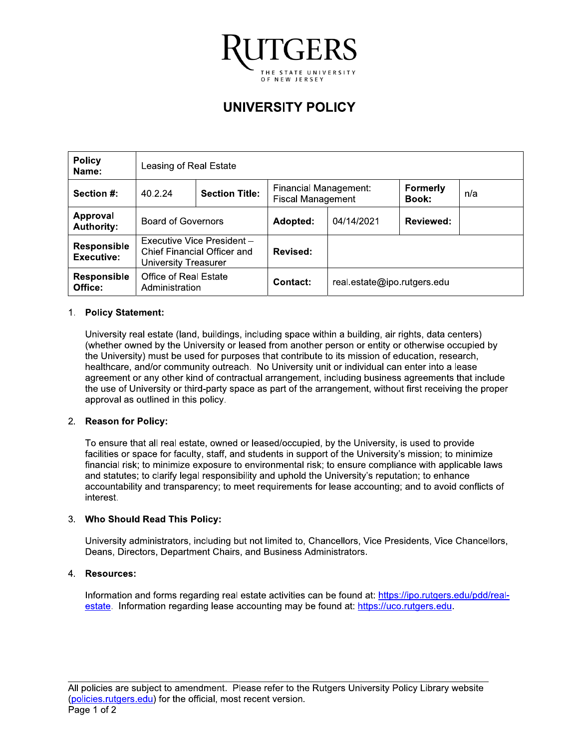# RUTGERS

THE STATE UNIVERSITY OF NEW JERSEY

## UNIVERSITY POLICY

| **Policy Name:** | Leasing of Real Estate | | | | | |
|---|---|---|---|---|---|---|
| **Section #:** | 40.2.24 | **Section Title:** | Financial Management: Fiscal Management | | **Formerly Book:** | n/a |
| **Approval Authority:** | Board of Governors | | **Adopted:** | 04/14/2021 | **Reviewed:** | |
| **Responsible Executive:** | Executive Vice President – Chief Financial Officer and University Treasurer | | **Revised:** | | | |
| **Responsible Office:** | Office of Real Estate Administration | | **Contact:** | real.estate@ipo.rutgers.edu | | |

1. **Policy Statement:**

   University real estate (land, buildings, including space within a building, air rights, data centers) (whether owned by the University or leased from another person or entity or otherwise occupied by the University) must be used for purposes that contribute to its mission of education, research, healthcare, and/or community outreach. No University unit or individual can enter into a lease agreement or any other kind of contractual arrangement, including business agreements that include the use of University or third-party space as part of the arrangement, without first receiving the proper approval as outlined in this policy.

2. **Reason for Policy:**

   To ensure that all real estate, owned or leased/occupied, by the University, is used to provide facilities or space for faculty, staff, and students in support of the University's mission; to minimize financial risk; to minimize exposure to environmental risk; to ensure compliance with applicable laws and statutes; to clarify legal responsibility and uphold the University's reputation; to enhance accountability and transparency; to meet requirements for lease accounting; and to avoid conflicts of interest.

3. **Who Should Read This Policy:**

   University administrators, including but not limited to, Chancellors, Vice Presidents, Vice Chancellors, Deans, Directors, Department Chairs, and Business Administrators.

4. **Resources:**

   Information and forms regarding real estate activities can be found at: [https://ipo.rutgers.edu/pdd/real-estate](https://ipo.rutgers.edu/pdd/real-estate). Information regarding lease accounting may be found at: [https://uco.rutgers.edu](https://uco.rutgers.edu).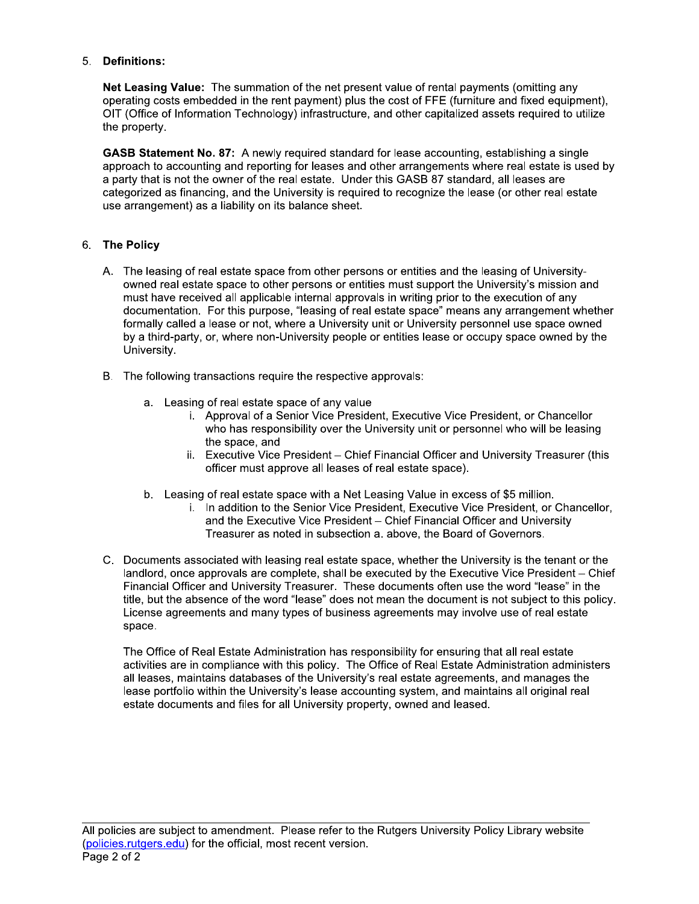5. **Definitions:**

**Net Leasing Value:** The summation of the net present value of rental payments (omitting any operating costs embedded in the rent payment) plus the cost of FFE (furniture and fixed equipment), OIT (Office of Information Technology) infrastructure, and other capitalized assets required to utilize the property.

**GASB Statement No. 87:** A newly required standard for lease accounting, establishing a single approach to accounting and reporting for leases and other arrangements where real estate is used by a party that is not the owner of the real estate. Under this GASB 87 standard, all leases are categorized as financing, and the University is required to recognize the lease (or other real estate use arrangement) as a liability on its balance sheet.

6. **The Policy**

A. The leasing of real estate space from other persons or entities and the leasing of University-owned real estate space to other persons or entities must support the University's mission and must have received all applicable internal approvals in writing prior to the execution of any documentation. For this purpose, "leasing of real estate space" means any arrangement whether formally called a lease or not, where a University unit or University personnel use space owned by a third-party, or, where non-University people or entities lease or occupy space owned by the University.

B. The following transactions require the respective approvals:

   a. Leasing of real estate space of any value
      i. Approval of a Senior Vice President, Executive Vice President, or Chancellor who has responsibility over the University unit or personnel who will be leasing the space, and
      ii. Executive Vice President – Chief Financial Officer and University Treasurer (this officer must approve all leases of real estate space).

   b. Leasing of real estate space with a Net Leasing Value in excess of $5 million.
      i. In addition to the Senior Vice President, Executive Vice President, or Chancellor, and the Executive Vice President – Chief Financial Officer and University Treasurer as noted in subsection a. above, the Board of Governors.

C. Documents associated with leasing real estate space, whether the University is the tenant or the landlord, once approvals are complete, shall be executed by the Executive Vice President – Chief Financial Officer and University Treasurer. These documents often use the word "lease" in the title, but the absence of the word "lease" does not mean the document is not subject to this policy. License agreements and many types of business agreements may involve use of real estate space.

   The Office of Real Estate Administration has responsibility for ensuring that all real estate activities are in compliance with this policy. The Office of Real Estate Administration administers all leases, maintains databases of the University's real estate agreements, and manages the lease portfolio within the University's lease accounting system, and maintains all original real estate documents and files for all University property, owned and leased.

All policies are subject to amendment. Please refer to the Rutgers University Policy Library website (policies.rutgers.edu) for the official, most recent version.